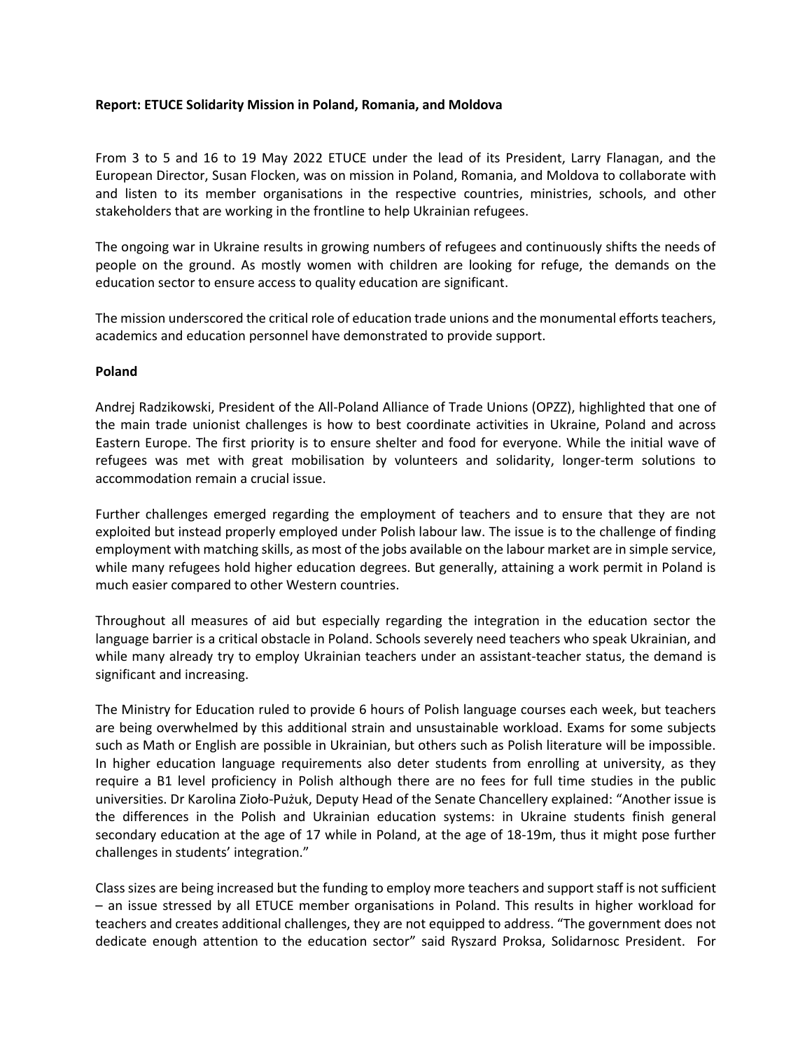**Report: ETUCE Solidarity Mission in Poland, Romania, and Moldova**

From 3 to 5 and 16 to 19 May 2022 ETUCE under the lead of its President, Larry Flanagan, and the European Director, Susan Flocken, was on mission in Poland, Romania, and Moldova to collaborate with and listen to its member organisations in the respective countries, ministries, schools, and other stakeholders that are working in the frontline to help Ukrainian refugees.

The ongoing war in Ukraine results in growing numbers of refugees and continuously shifts the needs of people on the ground. As mostly women with children are looking for refuge, the demands on the education sector to ensure access to quality education are significant.

The mission underscored the critical role of education trade unions and the monumental efforts teachers, academics and education personnel have demonstrated to provide support.

**Poland**

Andrej Radzikowski, President of the All-Poland Alliance of Trade Unions (OPZZ), highlighted that one of the main trade unionist challenges is how to best coordinate activities in Ukraine, Poland and across Eastern Europe. The first priority is to ensure shelter and food for everyone. While the initial wave of refugees was met with great mobilisation by volunteers and solidarity, longer-term solutions to accommodation remain a crucial issue.

Further challenges emerged regarding the employment of teachers and to ensure that they are not exploited but instead properly employed under Polish labour law. The issue is to the challenge of finding employment with matching skills, as most of the jobs available on the labour market are in simple service, while many refugees hold higher education degrees. But generally, attaining a work permit in Poland is much easier compared to other Western countries.

Throughout all measures of aid but especially regarding the integration in the education sector the language barrier is a critical obstacle in Poland. Schools severely need teachers who speak Ukrainian, and while many already try to employ Ukrainian teachers under an assistant-teacher status, the demand is significant and increasing.

The Ministry for Education ruled to provide 6 hours of Polish language courses each week, but teachers are being overwhelmed by this additional strain and unsustainable workload. Exams for some subjects such as Math or English are possible in Ukrainian, but others such as Polish literature will be impossible. In higher education language requirements also deter students from enrolling at university, as they require a B1 level proficiency in Polish although there are no fees for full time studies in the public universities. Dr Karolina Zioło-Pużuk, Deputy Head of the Senate Chancellery explained: "Another issue is the differences in the Polish and Ukrainian education systems: in Ukraine students finish general secondary education at the age of 17 while in Poland, at the age of 18-19m, thus it might pose further challenges in students' integration."

Class sizes are being increased but the funding to employ more teachers and support staff is not sufficient – an issue stressed by all ETUCE member organisations in Poland. This results in higher workload for teachers and creates additional challenges, they are not equipped to address. "The government does not dedicate enough attention to the education sector" said Ryszard Proksa, Solidarnosc President. For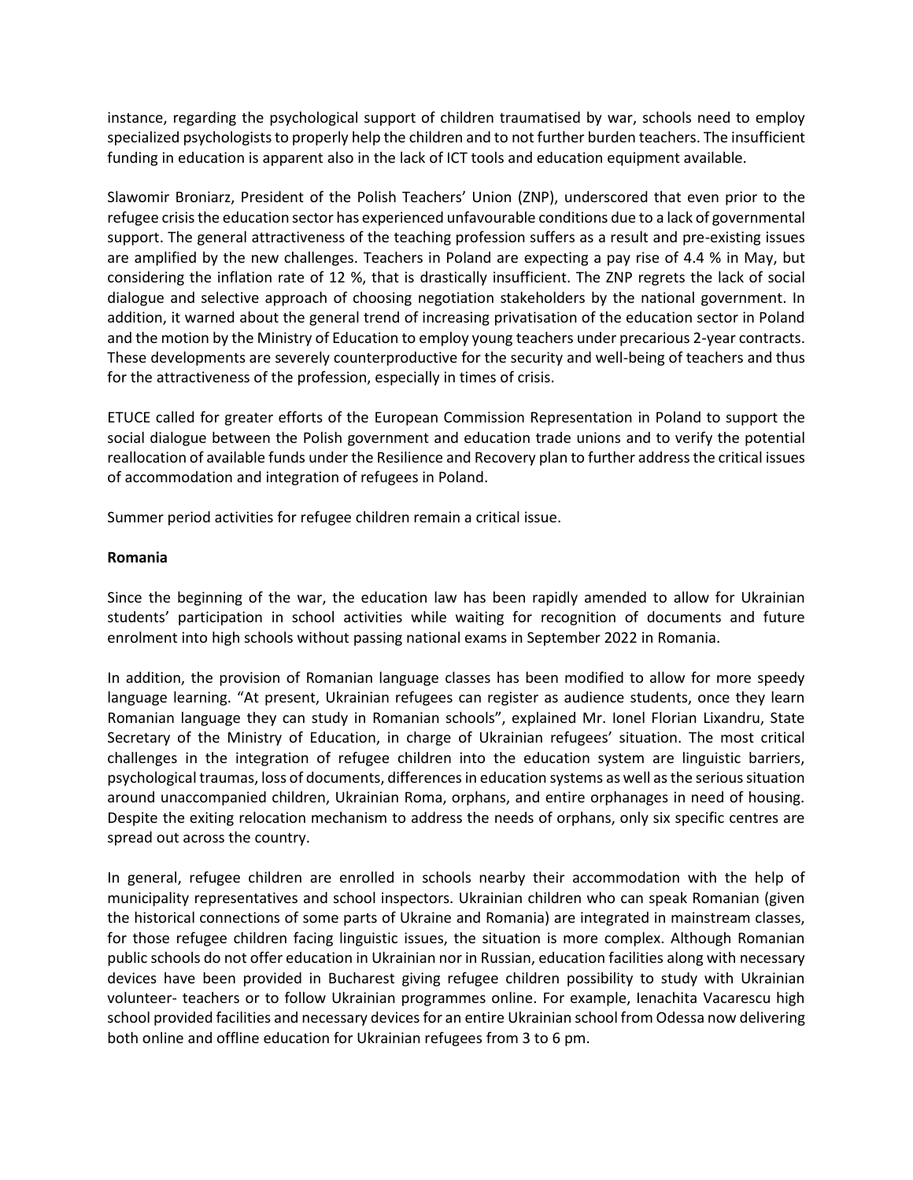instance, regarding the psychological support of children traumatised by war, schools need to employ specialized psychologists to properly help the children and to not further burden teachers. The insufficient funding in education is apparent also in the lack of ICT tools and education equipment available.

Slawomir Broniarz, President of the Polish Teachers' Union (ZNP), underscored that even prior to the refugee crisis the education sector has experienced unfavourable conditions due to a lack of governmental support. The general attractiveness of the teaching profession suffers as a result and pre-existing issues are amplified by the new challenges. Teachers in Poland are expecting a pay rise of 4.4 % in May, but considering the inflation rate of 12 %, that is drastically insufficient. The ZNP regrets the lack of social dialogue and selective approach of choosing negotiation stakeholders by the national government. In addition, it warned about the general trend of increasing privatisation of the education sector in Poland and the motion by the Ministry of Education to employ young teachers under precarious 2-year contracts. These developments are severely counterproductive for the security and well-being of teachers and thus for the attractiveness of the profession, especially in times of crisis.

ETUCE called for greater efforts of the European Commission Representation in Poland to support the social dialogue between the Polish government and education trade unions and to verify the potential reallocation of available funds under the Resilience and Recovery plan to further address the critical issues of accommodation and integration of refugees in Poland.

Summer period activities for refugee children remain a critical issue.

**Romania**

Since the beginning of the war, the education law has been rapidly amended to allow for Ukrainian students' participation in school activities while waiting for recognition of documents and future enrolment into high schools without passing national exams in September 2022 in Romania.

In addition, the provision of Romanian language classes has been modified to allow for more speedy language learning. "At present, Ukrainian refugees can register as audience students, once they learn Romanian language they can study in Romanian schools", explained Mr. Ionel Florian Lixandru, State Secretary of the Ministry of Education, in charge of Ukrainian refugees' situation. The most critical challenges in the integration of refugee children into the education system are linguistic barriers, psychological traumas, loss of documents, differences in education systems as well as the serious situation around unaccompanied children, Ukrainian Roma, orphans, and entire orphanages in need of housing. Despite the exiting relocation mechanism to address the needs of orphans, only six specific centres are spread out across the country.

In general, refugee children are enrolled in schools nearby their accommodation with the help of municipality representatives and school inspectors. Ukrainian children who can speak Romanian (given the historical connections of some parts of Ukraine and Romania) are integrated in mainstream classes, for those refugee children facing linguistic issues, the situation is more complex. Although Romanian public schools do not offer education in Ukrainian nor in Russian, education facilities along with necessary devices have been provided in Bucharest giving refugee children possibility to study with Ukrainian volunteer- teachers or to follow Ukrainian programmes online. For example, Ienachita Vacarescu high school provided facilities and necessary devices for an entire Ukrainian school from Odessa now delivering both online and offline education for Ukrainian refugees from 3 to 6 pm.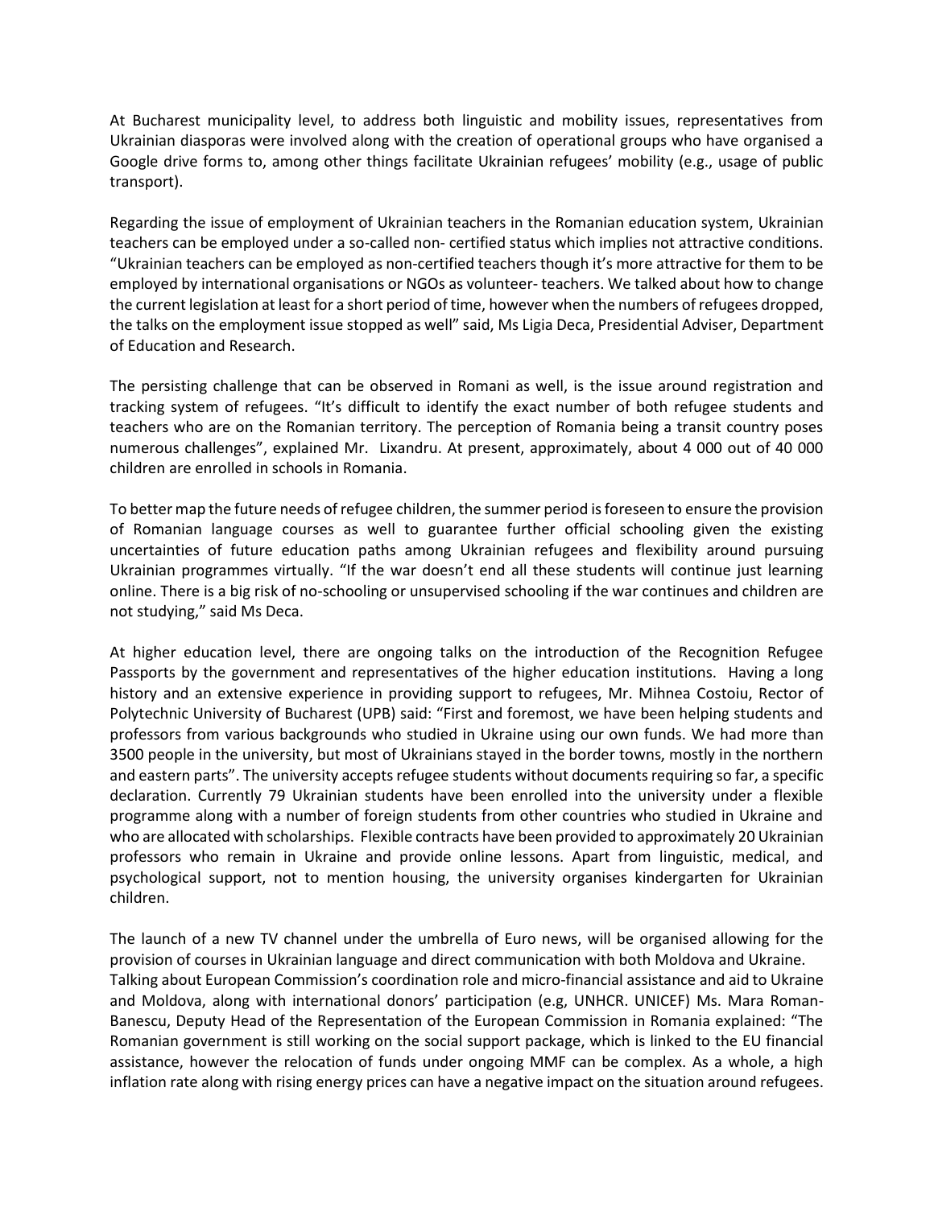At Bucharest municipality level, to address both linguistic and mobility issues, representatives from Ukrainian diasporas were involved along with the creation of operational groups who have organised a Google drive forms to, among other things facilitate Ukrainian refugees' mobility (e.g., usage of public transport).

Regarding the issue of employment of Ukrainian teachers in the Romanian education system, Ukrainian teachers can be employed under a so-called non- certified status which implies not attractive conditions. "Ukrainian teachers can be employed as non-certified teachers though it's more attractive for them to be employed by international organisations or NGOs as volunteer- teachers. We talked about how to change the current legislation at least for a short period of time, however when the numbers of refugees dropped, the talks on the employment issue stopped as well" said, Ms Ligia Deca, Presidential Adviser, Department of Education and Research.

The persisting challenge that can be observed in Romani as well, is the issue around registration and tracking system of refugees. "It's difficult to identify the exact number of both refugee students and teachers who are on the Romanian territory. The perception of Romania being a transit country poses numerous challenges", explained Mr. Lixandru. At present, approximately, about 4 000 out of 40 000 children are enrolled in schools in Romania.

To better map the future needs of refugee children, the summer period is foreseen to ensure the provision of Romanian language courses as well to guarantee further official schooling given the existing uncertainties of future education paths among Ukrainian refugees and flexibility around pursuing Ukrainian programmes virtually. "If the war doesn't end all these students will continue just learning online. There is a big risk of no-schooling or unsupervised schooling if the war continues and children are not studying," said Ms Deca.

At higher education level, there are ongoing talks on the introduction of the Recognition Refugee Passports by the government and representatives of the higher education institutions. Having a long history and an extensive experience in providing support to refugees, Mr. Mihnea Costoiu, Rector of Polytechnic University of Bucharest (UPB) said: "First and foremost, we have been helping students and professors from various backgrounds who studied in Ukraine using our own funds. We had more than 3500 people in the university, but most of Ukrainians stayed in the border towns, mostly in the northern and eastern parts". The university accepts refugee students without documents requiring so far, a specific declaration. Currently 79 Ukrainian students have been enrolled into the university under a flexible programme along with a number of foreign students from other countries who studied in Ukraine and who are allocated with scholarships. Flexible contracts have been provided to approximately 20 Ukrainian professors who remain in Ukraine and provide online lessons. Apart from linguistic, medical, and psychological support, not to mention housing, the university organises kindergarten for Ukrainian children.

The launch of a new TV channel under the umbrella of Euro news, will be organised allowing for the provision of courses in Ukrainian language and direct communication with both Moldova and Ukraine.
Talking about European Commission's coordination role and micro-financial assistance and aid to Ukraine and Moldova, along with international donors' participation (e.g, UNHCR. UNICEF) Ms. Mara Roman-Banescu, Deputy Head of the Representation of the European Commission in Romania explained: "The Romanian government is still working on the social support package, which is linked to the EU financial assistance, however the relocation of funds under ongoing MMF can be complex. As a whole, a high inflation rate along with rising energy prices can have a negative impact on the situation around refugees.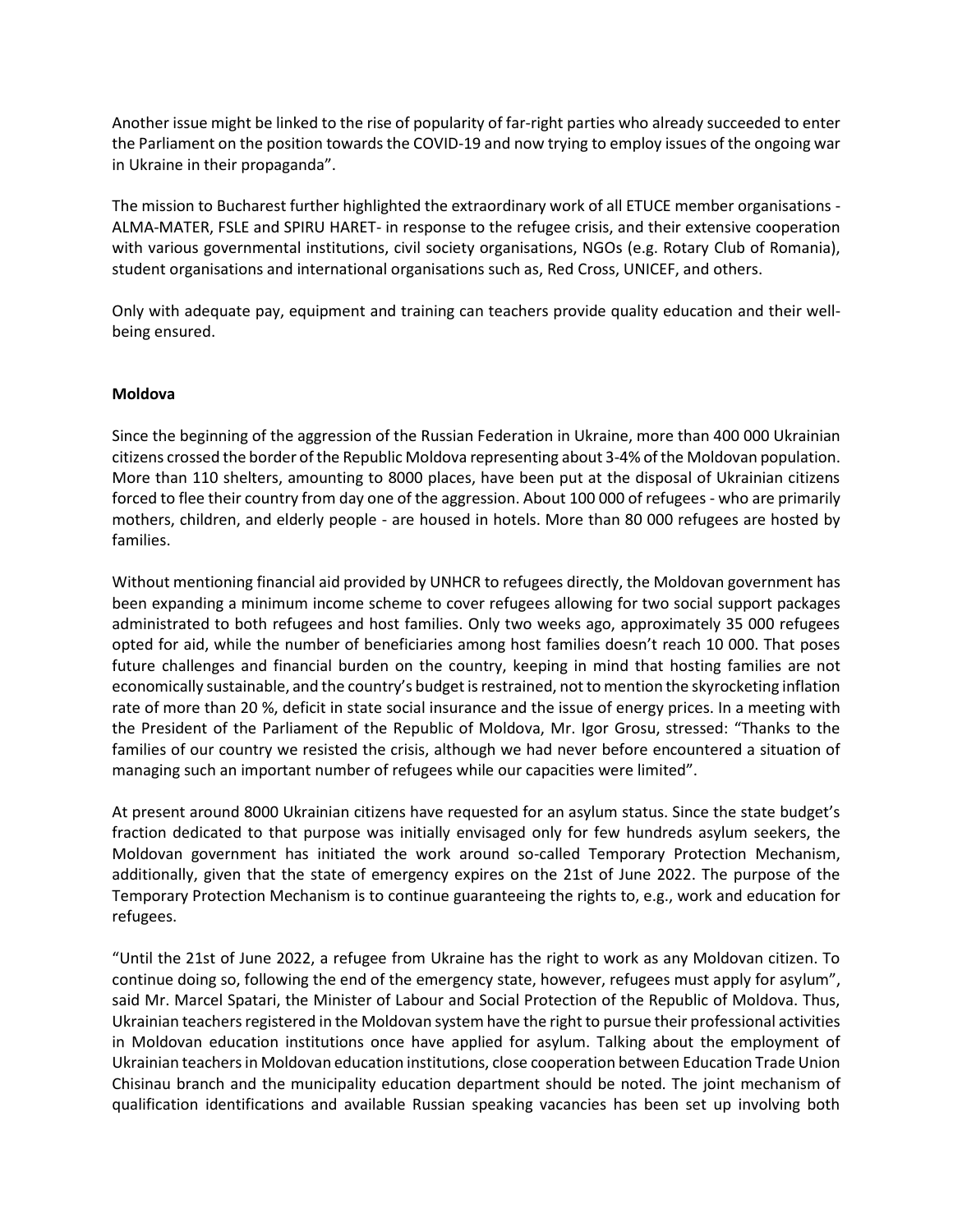Another issue might be linked to the rise of popularity of far-right parties who already succeeded to enter the Parliament on the position towards the COVID-19 and now trying to employ issues of the ongoing war in Ukraine in their propaganda".

The mission to Bucharest further highlighted the extraordinary work of all ETUCE member organisations - ALMA-MATER, FSLE and SPIRU HARET- in response to the refugee crisis, and their extensive cooperation with various governmental institutions, civil society organisations, NGOs (e.g. Rotary Club of Romania), student organisations and international organisations such as, Red Cross, UNICEF, and others.

Only with adequate pay, equipment and training can teachers provide quality education and their well-being ensured.

**Moldova**

Since the beginning of the aggression of the Russian Federation in Ukraine, more than 400 000 Ukrainian citizens crossed the border of the Republic Moldova representing about 3-4% of the Moldovan population. More than 110 shelters, amounting to 8000 places, have been put at the disposal of Ukrainian citizens forced to flee their country from day one of the aggression. About 100 000 of refugees - who are primarily mothers, children, and elderly people - are housed in hotels. More than 80 000 refugees are hosted by families.

Without mentioning financial aid provided by UNHCR to refugees directly, the Moldovan government has been expanding a minimum income scheme to cover refugees allowing for two social support packages administrated to both refugees and host families. Only two weeks ago, approximately 35 000 refugees opted for aid, while the number of beneficiaries among host families doesn't reach 10 000. That poses future challenges and financial burden on the country, keeping in mind that hosting families are not economically sustainable, and the country's budget is restrained, not to mention the skyrocketing inflation rate of more than 20 %, deficit in state social insurance and the issue of energy prices. In a meeting with the President of the Parliament of the Republic of Moldova, Mr. Igor Grosu, stressed: "Thanks to the families of our country we resisted the crisis, although we had never before encountered a situation of managing such an important number of refugees while our capacities were limited".

At present around 8000 Ukrainian citizens have requested for an asylum status. Since the state budget's fraction dedicated to that purpose was initially envisaged only for few hundreds asylum seekers, the Moldovan government has initiated the work around so-called Temporary Protection Mechanism, additionally, given that the state of emergency expires on the 21st of June 2022. The purpose of the Temporary Protection Mechanism is to continue guaranteeing the rights to, e.g., work and education for refugees.

"Until the 21st of June 2022, a refugee from Ukraine has the right to work as any Moldovan citizen. To continue doing so, following the end of the emergency state, however, refugees must apply for asylum", said Mr. Marcel Spatari, the Minister of Labour and Social Protection of the Republic of Moldova. Thus, Ukrainian teachers registered in the Moldovan system have the right to pursue their professional activities in Moldovan education institutions once have applied for asylum. Talking about the employment of Ukrainian teachers in Moldovan education institutions, close cooperation between Education Trade Union Chisinau branch and the municipality education department should be noted. The joint mechanism of qualification identifications and available Russian speaking vacancies has been set up involving both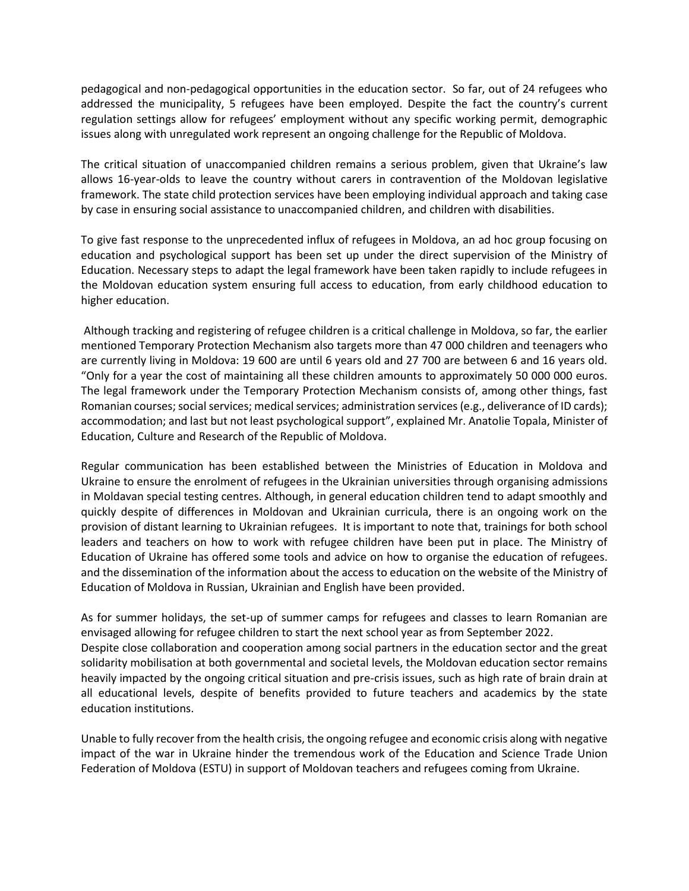pedagogical and non-pedagogical opportunities in the education sector. So far, out of 24 refugees who addressed the municipality, 5 refugees have been employed. Despite the fact the country's current regulation settings allow for refugees' employment without any specific working permit, demographic issues along with unregulated work represent an ongoing challenge for the Republic of Moldova.

The critical situation of unaccompanied children remains a serious problem, given that Ukraine's law allows 16-year-olds to leave the country without carers in contravention of the Moldovan legislative framework. The state child protection services have been employing individual approach and taking case by case in ensuring social assistance to unaccompanied children, and children with disabilities.

To give fast response to the unprecedented influx of refugees in Moldova, an ad hoc group focusing on education and psychological support has been set up under the direct supervision of the Ministry of Education. Necessary steps to adapt the legal framework have been taken rapidly to include refugees in the Moldovan education system ensuring full access to education, from early childhood education to higher education.

Although tracking and registering of refugee children is a critical challenge in Moldova, so far, the earlier mentioned Temporary Protection Mechanism also targets more than 47 000 children and teenagers who are currently living in Moldova: 19 600 are until 6 years old and 27 700 are between 6 and 16 years old. "Only for a year the cost of maintaining all these children amounts to approximately 50 000 000 euros. The legal framework under the Temporary Protection Mechanism consists of, among other things, fast Romanian courses; social services; medical services; administration services (e.g., deliverance of ID cards); accommodation; and last but not least psychological support", explained Mr. Anatolie Topala, Minister of Education, Culture and Research of the Republic of Moldova.

Regular communication has been established between the Ministries of Education in Moldova and Ukraine to ensure the enrolment of refugees in the Ukrainian universities through organising admissions in Moldavan special testing centres. Although, in general education children tend to adapt smoothly and quickly despite of differences in Moldovan and Ukrainian curricula, there is an ongoing work on the provision of distant learning to Ukrainian refugees. It is important to note that, trainings for both school leaders and teachers on how to work with refugee children have been put in place. The Ministry of Education of Ukraine has offered some tools and advice on how to organise the education of refugees. and the dissemination of the information about the access to education on the website of the Ministry of Education of Moldova in Russian, Ukrainian and English have been provided.

As for summer holidays, the set-up of summer camps for refugees and classes to learn Romanian are envisaged allowing for refugee children to start the next school year as from September 2022.
Despite close collaboration and cooperation among social partners in the education sector and the great solidarity mobilisation at both governmental and societal levels, the Moldovan education sector remains heavily impacted by the ongoing critical situation and pre-crisis issues, such as high rate of brain drain at all educational levels, despite of benefits provided to future teachers and academics by the state education institutions.

Unable to fully recover from the health crisis, the ongoing refugee and economic crisis along with negative impact of the war in Ukraine hinder the tremendous work of the Education and Science Trade Union Federation of Moldova (ESTU) in support of Moldovan teachers and refugees coming from Ukraine.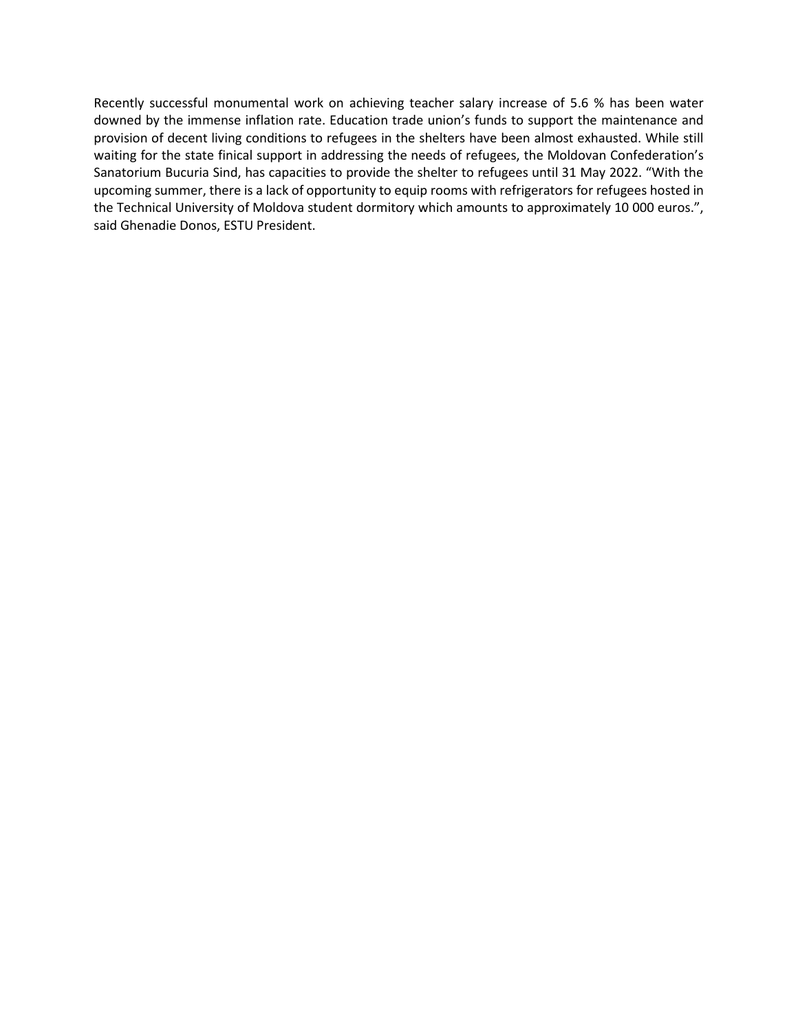Recently successful monumental work on achieving teacher salary increase of 5.6 % has been water downed by the immense inflation rate. Education trade union's funds to support the maintenance and provision of decent living conditions to refugees in the shelters have been almost exhausted. While still waiting for the state finical support in addressing the needs of refugees, the Moldovan Confederation's Sanatorium Bucuria Sind, has capacities to provide the shelter to refugees until 31 May 2022. "With the upcoming summer, there is a lack of opportunity to equip rooms with refrigerators for refugees hosted in the Technical University of Moldova student dormitory which amounts to approximately 10 000 euros.", said Ghenadie Donos, ESTU President.